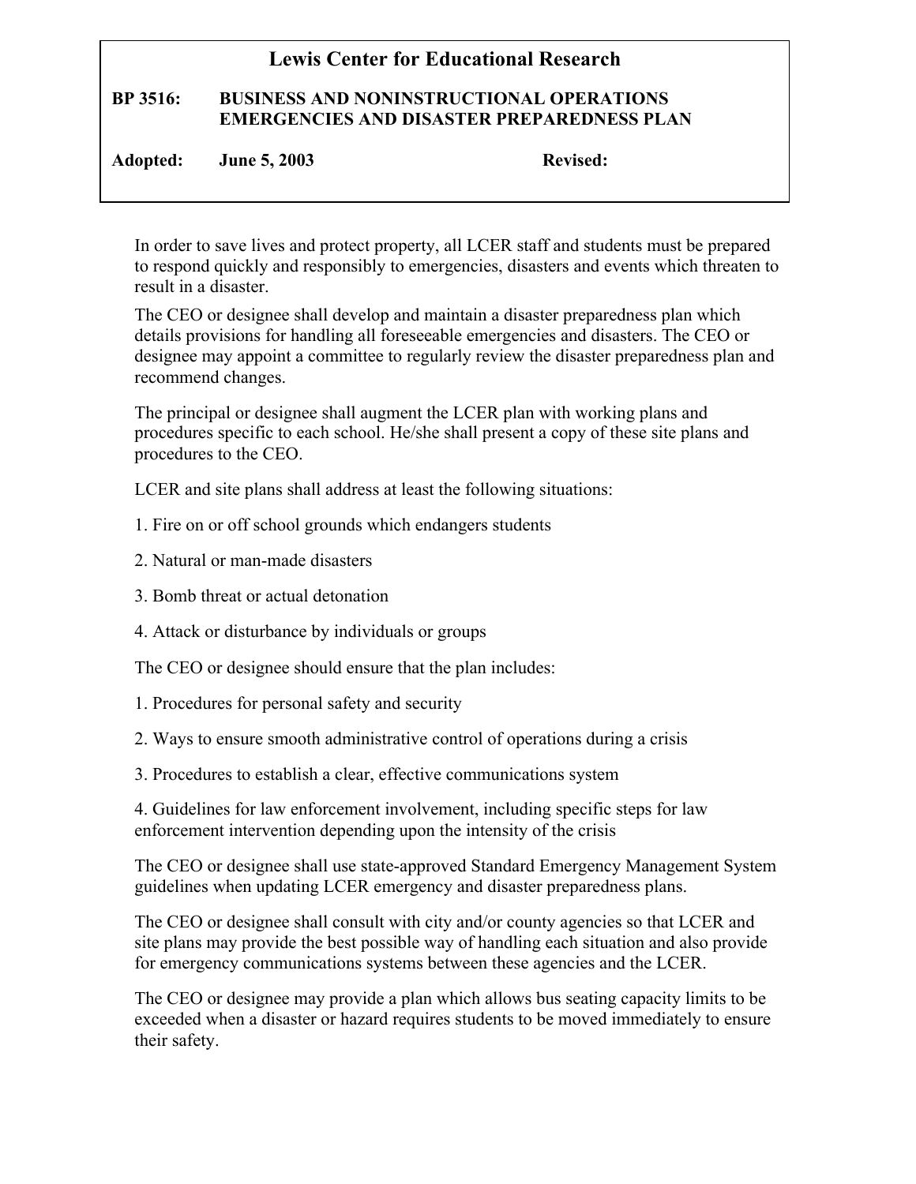# Lewis Center for Educational Research

**BP 3516: BUSINESS AND NONINSTRUCTIONAL OPERATIONS EMERGENCIES AND DISASTER PREPAREDNESS PLAN**

**Adopted:** June 5, 2003 **Revised:**

In order to save lives and protect property, all LCER staff and students must be prepared to respond quickly and responsibly to emergencies, disasters and events which threaten to result in a disaster.

The CEO or designee shall develop and maintain a disaster preparedness plan which details provisions for handling all foreseeable emergencies and disasters. The CEO or designee may appoint a committee to regularly review the disaster preparedness plan and recommend changes.

The principal or designee shall augment the LCER plan with working plans and procedures specific to each school. He/she shall present a copy of these site plans and procedures to the CEO.

LCER and site plans shall address at least the following situations:

1. Fire on or off school grounds which endangers students

2. Natural or man-made disasters

3. Bomb threat or actual detonation

4. Attack or disturbance by individuals or groups

The CEO or designee should ensure that the plan includes:

1. Procedures for personal safety and security

2. Ways to ensure smooth administrative control of operations during a crisis

3. Procedures to establish a clear, effective communications system

4. Guidelines for law enforcement involvement, including specific steps for law enforcement intervention depending upon the intensity of the crisis

The CEO or designee shall use state-approved Standard Emergency Management System guidelines when updating LCER emergency and disaster preparedness plans.

The CEO or designee shall consult with city and/or county agencies so that LCER and site plans may provide the best possible way of handling each situation and also provide for emergency communications systems between these agencies and the LCER.

The CEO or designee may provide a plan which allows bus seating capacity limits to be exceeded when a disaster or hazard requires students to be moved immediately to ensure their safety.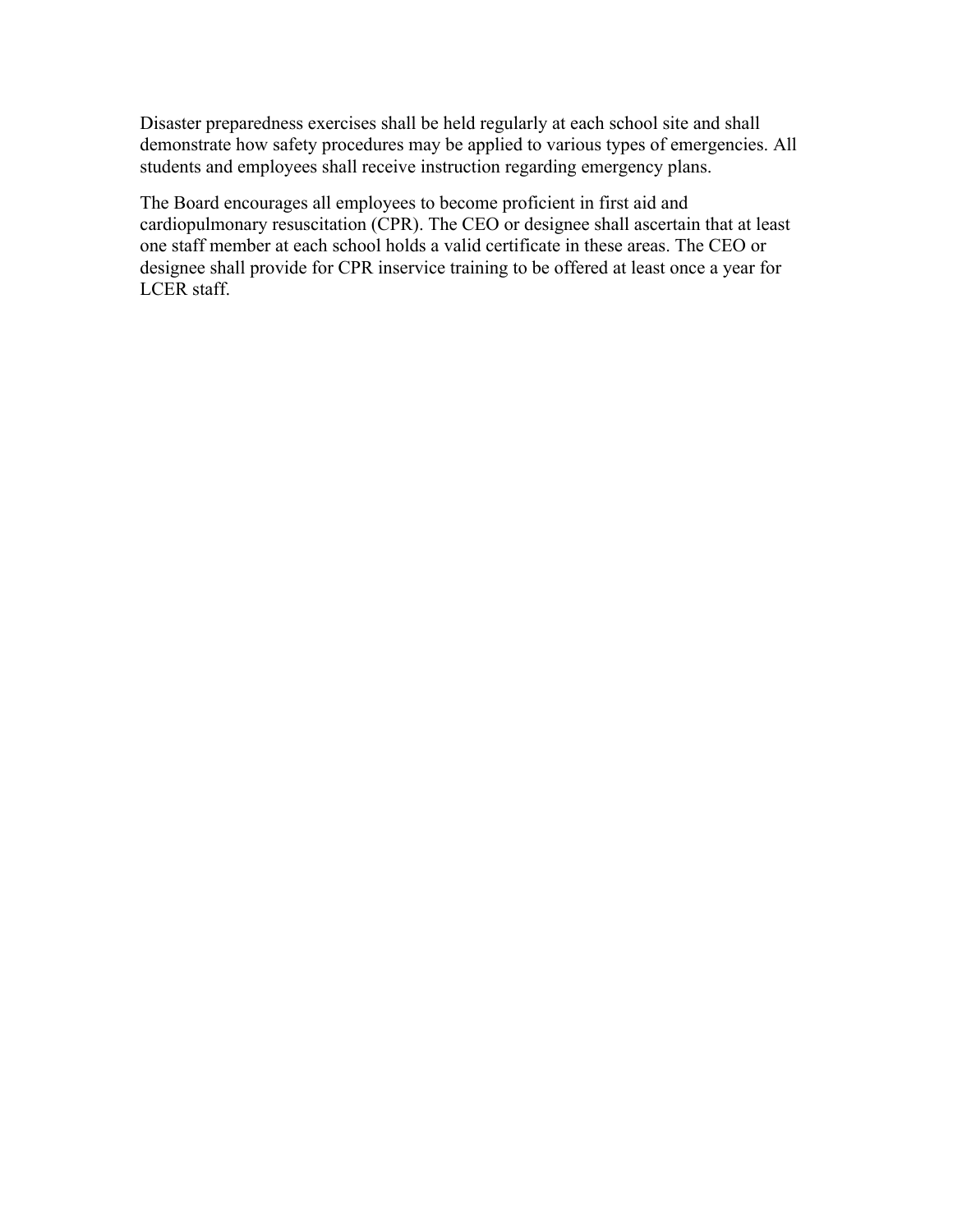Disaster preparedness exercises shall be held regularly at each school site and shall demonstrate how safety procedures may be applied to various types of emergencies. All students and employees shall receive instruction regarding emergency plans.

The Board encourages all employees to become proficient in first aid and cardiopulmonary resuscitation (CPR). The CEO or designee shall ascertain that at least one staff member at each school holds a valid certificate in these areas. The CEO or designee shall provide for CPR inservice training to be offered at least once a year for LCER staff.